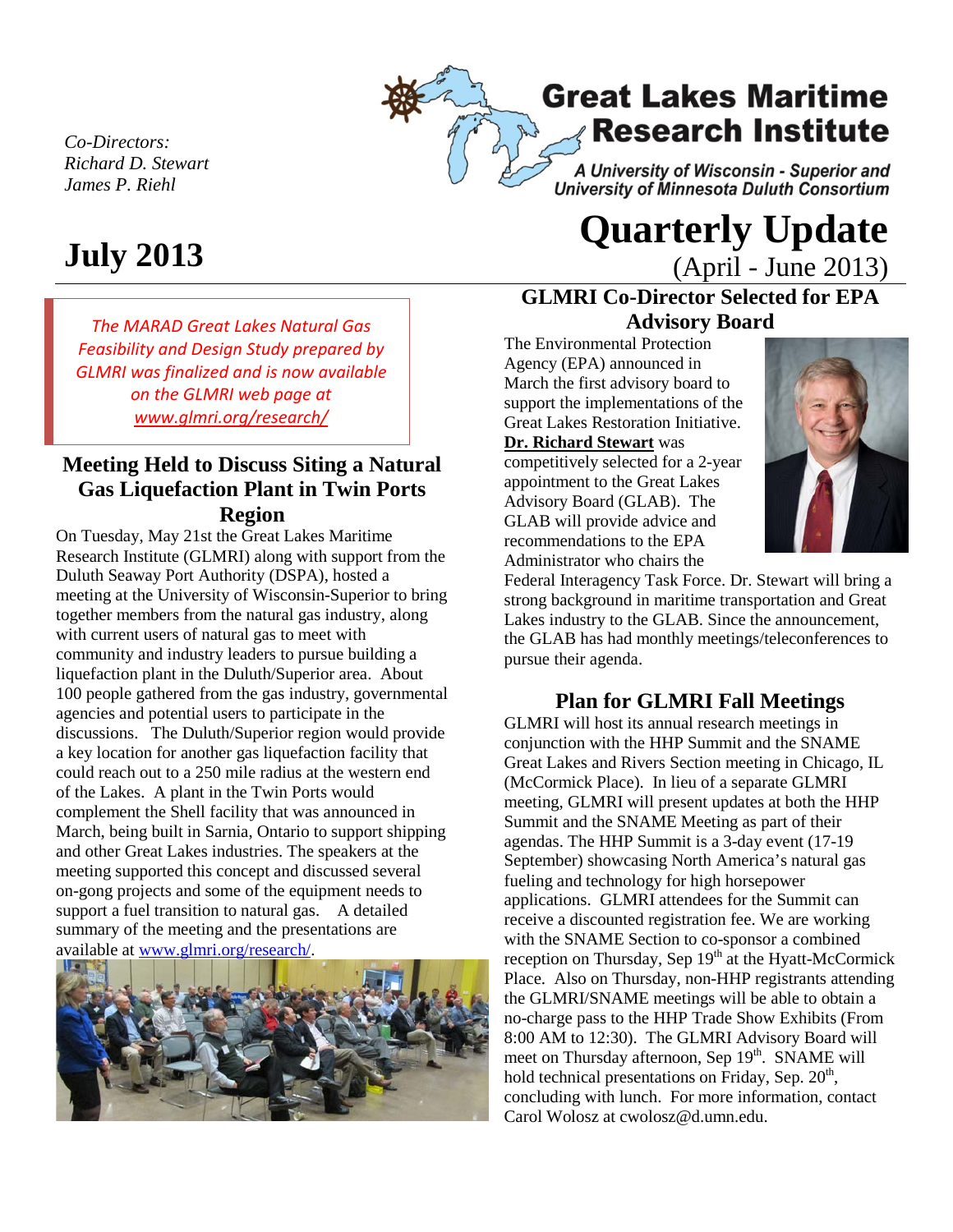*Co-Directors:*
*Richard D. Stewart*
*James P. Riehl*

# Great Lakes Maritime Research Institute

*A University of Wisconsin - Superior and University of Minnesota Duluth Consortium*

# July 2013

# Quarterly Update

(April - June 2013)

*The MARAD Great Lakes Natural Gas Feasibility and Design Study prepared by GLMRI was finalized and is now available on the GLMRI web page at [www.glmri.org/research/](www.glmri.org/research/)*

## Meeting Held to Discuss Siting a Natural Gas Liquefaction Plant in Twin Ports Region

On Tuesday, May 21st the Great Lakes Maritime Research Institute (GLMRI) along with support from the Duluth Seaway Port Authority (DSPA), hosted a meeting at the University of Wisconsin-Superior to bring together members from the natural gas industry, along with current users of natural gas to meet with community and industry leaders to pursue building a liquefaction plant in the Duluth/Superior area. About 100 people gathered from the gas industry, governmental agencies and potential users to participate in the discussions. The Duluth/Superior region would provide a key location for another gas liquefaction facility that could reach out to a 250 mile radius at the western end of the Lakes. A plant in the Twin Ports would complement the Shell facility that was announced in March, being built in Sarnia, Ontario to support shipping and other Great Lakes industries. The speakers at the meeting supported this concept and discussed several on-gong projects and some of the equipment needs to support a fuel transition to natural gas. A detailed summary of the meeting and the presentations are available at [www.glmri.org/research/](www.glmri.org/research/).

## GLMRI Co-Director Selected for EPA Advisory Board

The Environmental Protection Agency (EPA) announced in March the first advisory board to support the implementations of the Great Lakes Restoration Initiative. **Dr. Richard Stewart** was competitively selected for a 2-year appointment to the Great Lakes Advisory Board (GLAB). The GLAB will provide advice and recommendations to the EPA Administrator who chairs the Federal Interagency Task Force. Dr. Stewart will bring a strong background in maritime transportation and Great Lakes industry to the GLAB. Since the announcement, the GLAB has had monthly meetings/teleconferences to pursue their agenda.

## Plan for GLMRI Fall Meetings

GLMRI will host its annual research meetings in conjunction with the HHP Summit and the SNAME Great Lakes and Rivers Section meeting in Chicago, IL (McCormick Place). In lieu of a separate GLMRI meeting, GLMRI will present updates at both the HHP Summit and the SNAME Meeting as part of their agendas. The HHP Summit is a 3-day event (17-19 September) showcasing North America's natural gas fueling and technology for high horsepower applications. GLMRI attendees for the Summit can receive a discounted registration fee. We are working with the SNAME Section to co-sponsor a combined reception on Thursday, Sep 19th at the Hyatt-McCormick Place. Also on Thursday, non-HHP registrants attending the GLMRI/SNAME meetings will be able to obtain a no-charge pass to the HHP Trade Show Exhibits (From 8:00 AM to 12:30). The GLMRI Advisory Board will meet on Thursday afternoon, Sep 19th. SNAME will hold technical presentations on Friday, Sep. 20th, concluding with lunch. For more information, contact Carol Wolosz at cwolosz@d.umn.edu.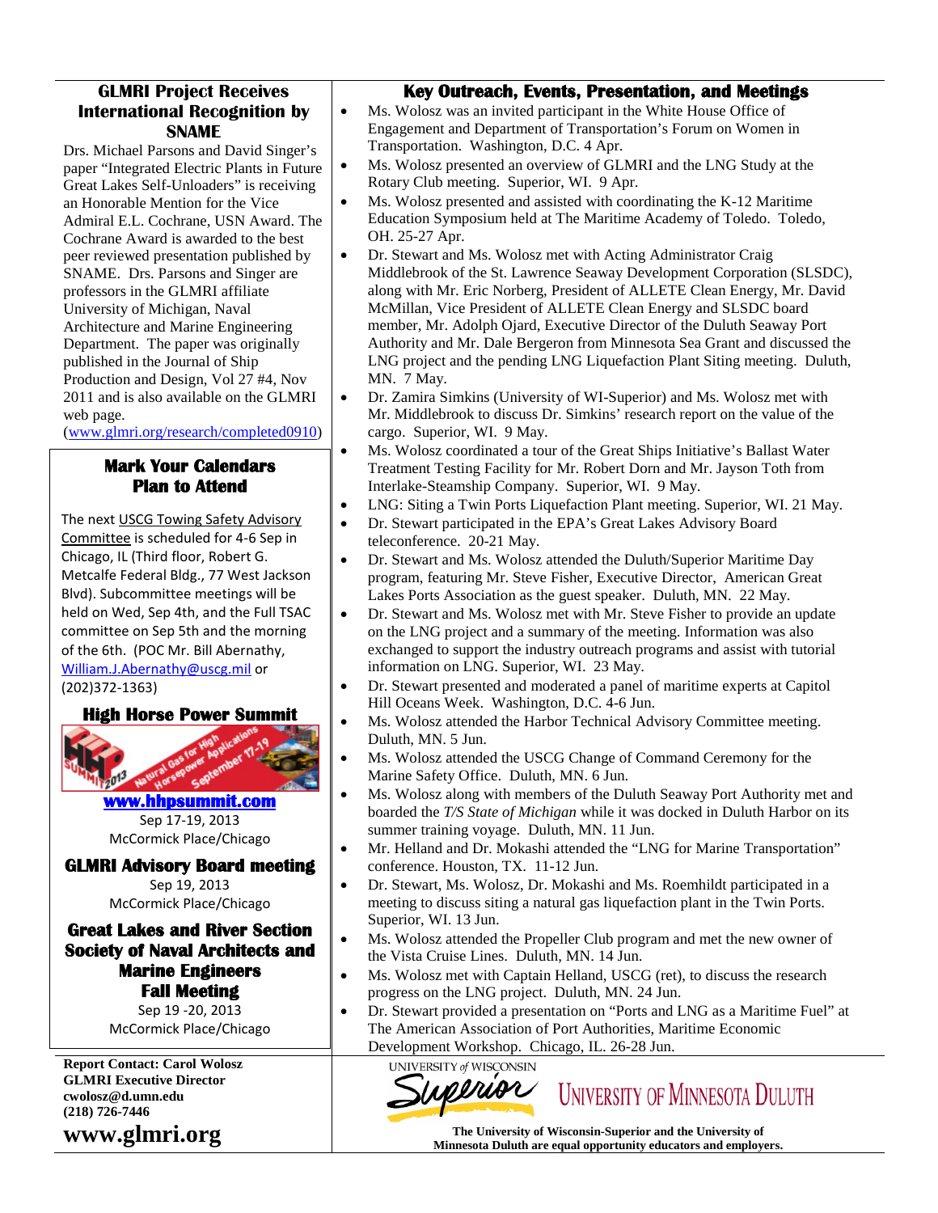## GLMRI Project Receives International Recognition by SNAME

Drs. Michael Parsons and David Singer's paper "Integrated Electric Plants in Future Great Lakes Self-Unloaders" is receiving an Honorable Mention for the Vice Admiral E.L. Cochrane, USN Award. The Cochrane Award is awarded to the best peer reviewed presentation published by SNAME. Drs. Parsons and Singer are professors in the GLMRI affiliate University of Michigan, Naval Architecture and Marine Engineering Department. The paper was originally published in the Journal of Ship Production and Design, Vol 27 #4, Nov 2011 and is also available on the GLMRI web page. (www.glmri.org/research/completed0910)

## Mark Your Calendars Plan to Attend

The next USCG Towing Safety Advisory Committee is scheduled for 4-6 Sep in Chicago, IL (Third floor, Robert G. Metcalfe Federal Bldg., 77 West Jackson Blvd). Subcommittee meetings will be held on Wed, Sep 4th, and the Full TSAC committee on Sep 5th and the morning of the 6th. (POC Mr. Bill Abernathy, William.J.Abernathy@uscg.mil or (202)372-1363)

### High Horse Power Summit

**www.hhpsummit.com**
Sep 17-19, 2013
McCormick Place/Chicago

### GLMRI Advisory Board meeting

Sep 19, 2013
McCormick Place/Chicago

### Great Lakes and River Section Society of Naval Architects and Marine Engineers Fall Meeting

Sep 19 -20, 2013
McCormick Place/Chicago

## Key Outreach, Events, Presentation, and Meetings

- Ms. Wolosz was an invited participant in the White House Office of Engagement and Department of Transportation's Forum on Women in Transportation. Washington, D.C. 4 Apr.
- Ms. Wolosz presented an overview of GLMRI and the LNG Study at the Rotary Club meeting. Superior, WI. 9 Apr.
- Ms. Wolosz presented and assisted with coordinating the K-12 Maritime Education Symposium held at The Maritime Academy of Toledo. Toledo, OH. 25-27 Apr.
- Dr. Stewart and Ms. Wolosz met with Acting Administrator Craig Middlebrook of the St. Lawrence Seaway Development Corporation (SLSDC), along with Mr. Eric Norberg, President of ALLETE Clean Energy, Mr. David McMillan, Vice President of ALLETE Clean Energy and SLSDC board member, Mr. Adolph Ojard, Executive Director of the Duluth Seaway Port Authority and Mr. Dale Bergeron from Minnesota Sea Grant and discussed the LNG project and the pending LNG Liquefaction Plant Siting meeting. Duluth, MN. 7 May.
- Dr. Zamira Simkins (University of WI-Superior) and Ms. Wolosz met with Mr. Middlebrook to discuss Dr. Simkins' research report on the value of the cargo. Superior, WI. 9 May.
- Ms. Wolosz coordinated a tour of the Great Ships Initiative's Ballast Water Treatment Testing Facility for Mr. Robert Dorn and Mr. Jayson Toth from Interlake-Steamship Company. Superior, WI. 9 May.
- LNG: Siting a Twin Ports Liquefaction Plant meeting. Superior, WI. 21 May.
- Dr. Stewart participated in the EPA's Great Lakes Advisory Board teleconference. 20-21 May.
- Dr. Stewart and Ms. Wolosz attended the Duluth/Superior Maritime Day program, featuring Mr. Steve Fisher, Executive Director, American Great Lakes Ports Association as the guest speaker. Duluth, MN. 22 May.
- Dr. Stewart and Ms. Wolosz met with Mr. Steve Fisher to provide an update on the LNG project and a summary of the meeting. Information was also exchanged to support the industry outreach programs and assist with tutorial information on LNG. Superior, WI. 23 May.
- Dr. Stewart presented and moderated a panel of maritime experts at Capitol Hill Oceans Week. Washington, D.C. 4-6 Jun.
- Ms. Wolosz attended the Harbor Technical Advisory Committee meeting. Duluth, MN. 5 Jun.
- Ms. Wolosz attended the USCG Change of Command Ceremony for the Marine Safety Office. Duluth, MN. 6 Jun.
- Ms. Wolosz along with members of the Duluth Seaway Port Authority met and boarded the *T/S State of Michigan* while it was docked in Duluth Harbor on its summer training voyage. Duluth, MN. 11 Jun.
- Mr. Helland and Dr. Mokashi attended the "LNG for Marine Transportation" conference. Houston, TX. 11-12 Jun.
- Dr. Stewart, Ms. Wolosz, Dr. Mokashi and Ms. Roemhildt participated in a meeting to discuss siting a natural gas liquefaction plant in the Twin Ports. Superior, WI. 13 Jun.
- Ms. Wolosz attended the Propeller Club program and met the new owner of the Vista Cruise Lines. Duluth, MN. 14 Jun.
- Ms. Wolosz met with Captain Helland, USCG (ret), to discuss the research progress on the LNG project. Duluth, MN. 24 Jun.
- Dr. Stewart provided a presentation on "Ports and LNG as a Maritime Fuel" at The American Association of Port Authorities, Maritime Economic Development Workshop. Chicago, IL. 26-28 Jun.

**Report Contact: Carol Wolosz**
**GLMRI Executive Director**
**cwolosz@d.umn.edu**
**(218) 726-7446**

**www.glmri.org**

University of Wisconsin Superior — University of Minnesota Duluth

**The University of Wisconsin-Superior and the University of Minnesota Duluth are equal opportunity educators and employers.**